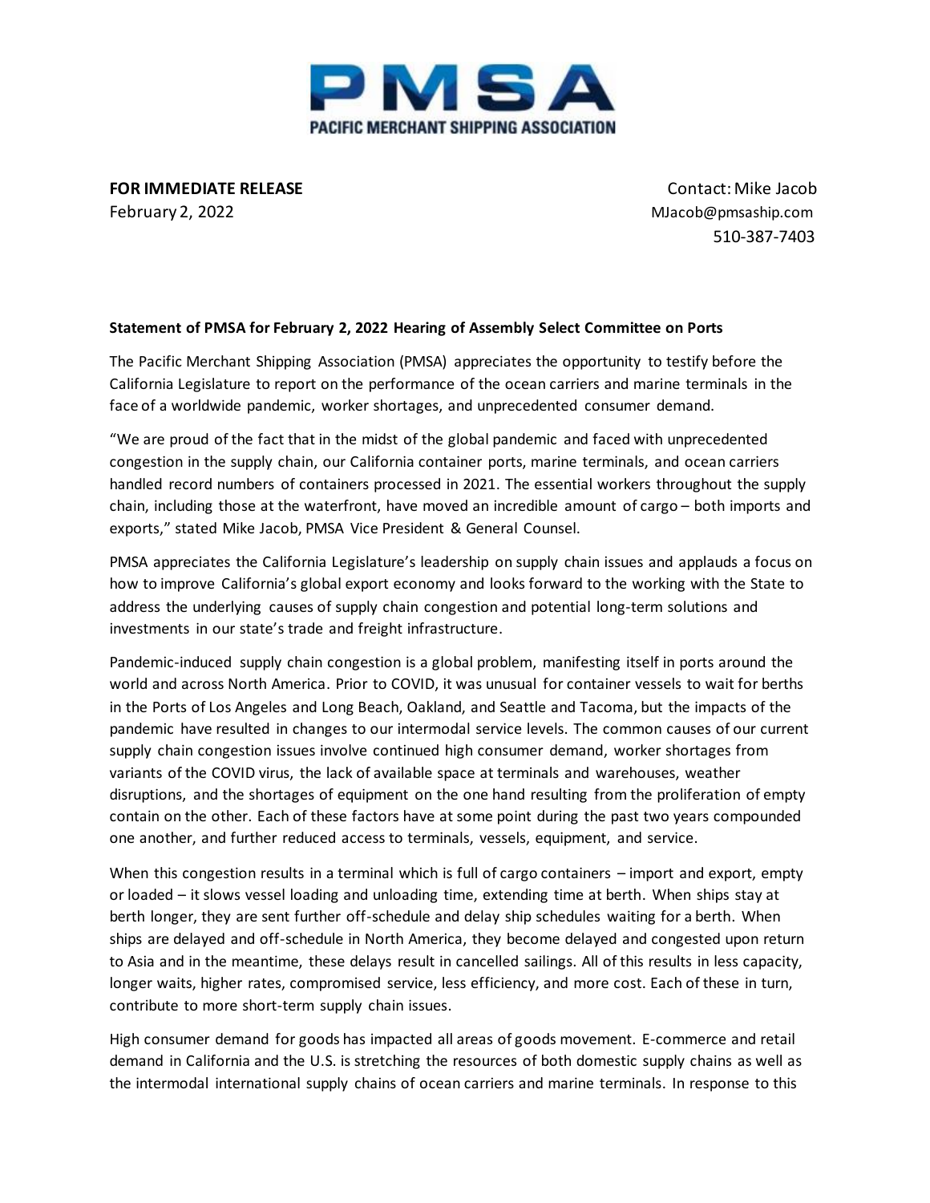# PMSA

**PACIFIC MERCHANT SHIPPING ASSOCIATION**

**FOR IMMEDIATE RELEASE**
February 2, 2022

Contact: Mike Jacob
MJacob@pmsaship.com
510-387-7403

**Statement of PMSA for February 2, 2022 Hearing of Assembly Select Committee on Ports**

The Pacific Merchant Shipping Association (PMSA) appreciates the opportunity to testify before the California Legislature to report on the performance of the ocean carriers and marine terminals in the face of a worldwide pandemic, worker shortages, and unprecedented consumer demand.

"We are proud of the fact that in the midst of the global pandemic and faced with unprecedented congestion in the supply chain, our California container ports, marine terminals, and ocean carriers handled record numbers of containers processed in 2021. The essential workers throughout the supply chain, including those at the waterfront, have moved an incredible amount of cargo – both imports and exports," stated Mike Jacob, PMSA Vice President & General Counsel.

PMSA appreciates the California Legislature's leadership on supply chain issues and applauds a focus on how to improve California's global export economy and looks forward to the working with the State to address the underlying causes of supply chain congestion and potential long-term solutions and investments in our state's trade and freight infrastructure.

Pandemic-induced supply chain congestion is a global problem, manifesting itself in ports around the world and across North America. Prior to COVID, it was unusual for container vessels to wait for berths in the Ports of Los Angeles and Long Beach, Oakland, and Seattle and Tacoma, but the impacts of the pandemic have resulted in changes to our intermodal service levels. The common causes of our current supply chain congestion issues involve continued high consumer demand, worker shortages from variants of the COVID virus, the lack of available space at terminals and warehouses, weather disruptions, and the shortages of equipment on the one hand resulting from the proliferation of empty contain on the other. Each of these factors have at some point during the past two years compounded one another, and further reduced access to terminals, vessels, equipment, and service.

When this congestion results in a terminal which is full of cargo containers – import and export, empty or loaded – it slows vessel loading and unloading time, extending time at berth. When ships stay at berth longer, they are sent further off-schedule and delay ship schedules waiting for a berth. When ships are delayed and off-schedule in North America, they become delayed and congested upon return to Asia and in the meantime, these delays result in cancelled sailings. All of this results in less capacity, longer waits, higher rates, compromised service, less efficiency, and more cost. Each of these in turn, contribute to more short-term supply chain issues.

High consumer demand for goods has impacted all areas of goods movement. E-commerce and retail demand in California and the U.S. is stretching the resources of both domestic supply chains as well as the intermodal international supply chains of ocean carriers and marine terminals. In response to this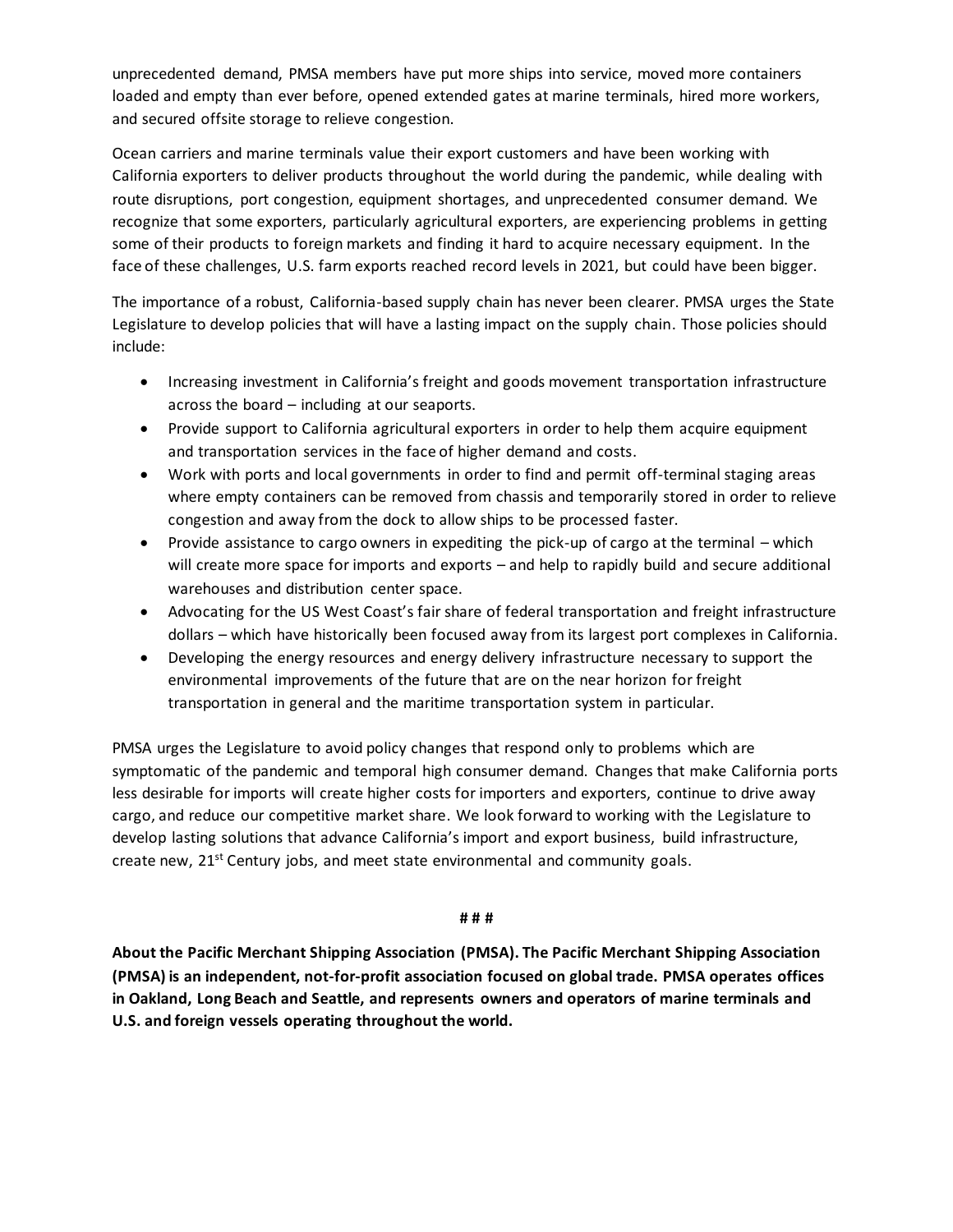unprecedented demand, PMSA members have put more ships into service, moved more containers loaded and empty than ever before, opened extended gates at marine terminals, hired more workers, and secured offsite storage to relieve congestion.

Ocean carriers and marine terminals value their export customers and have been working with California exporters to deliver products throughout the world during the pandemic, while dealing with route disruptions, port congestion, equipment shortages, and unprecedented consumer demand. We recognize that some exporters, particularly agricultural exporters, are experiencing problems in getting some of their products to foreign markets and finding it hard to acquire necessary equipment. In the face of these challenges, U.S. farm exports reached record levels in 2021, but could have been bigger.

The importance of a robust, California-based supply chain has never been clearer. PMSA urges the State Legislature to develop policies that will have a lasting impact on the supply chain. Those policies should include:

- Increasing investment in California's freight and goods movement transportation infrastructure across the board – including at our seaports.
- Provide support to California agricultural exporters in order to help them acquire equipment and transportation services in the face of higher demand and costs.
- Work with ports and local governments in order to find and permit off-terminal staging areas where empty containers can be removed from chassis and temporarily stored in order to relieve congestion and away from the dock to allow ships to be processed faster.
- Provide assistance to cargo owners in expediting the pick-up of cargo at the terminal – which will create more space for imports and exports – and help to rapidly build and secure additional warehouses and distribution center space.
- Advocating for the US West Coast's fair share of federal transportation and freight infrastructure dollars – which have historically been focused away from its largest port complexes in California.
- Developing the energy resources and energy delivery infrastructure necessary to support the environmental improvements of the future that are on the near horizon for freight transportation in general and the maritime transportation system in particular.

PMSA urges the Legislature to avoid policy changes that respond only to problems which are symptomatic of the pandemic and temporal high consumer demand. Changes that make California ports less desirable for imports will create higher costs for importers and exporters, continue to drive away cargo, and reduce our competitive market share. We look forward to working with the Legislature to develop lasting solutions that advance California's import and export business, build infrastructure, create new, 21st Century jobs, and meet state environmental and community goals.

**# # #**

**About the Pacific Merchant Shipping Association (PMSA). The Pacific Merchant Shipping Association (PMSA) is an independent, not-for-profit association focused on global trade. PMSA operates offices in Oakland, Long Beach and Seattle, and represents owners and operators of marine terminals and U.S. and foreign vessels operating throughout the world.**